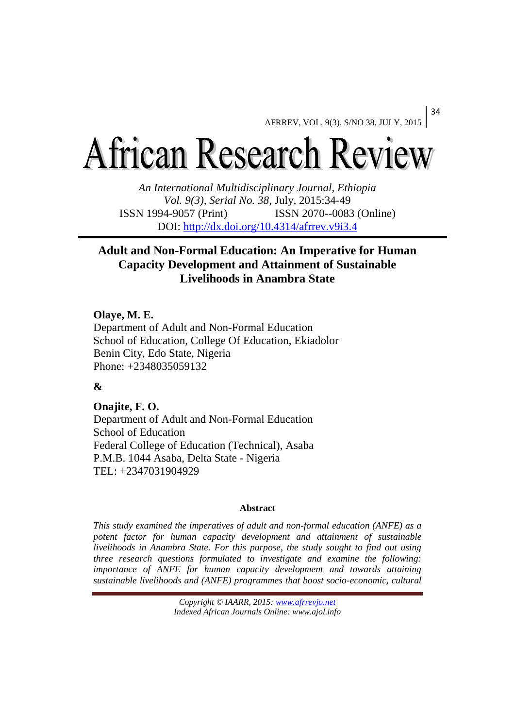# African Research Review

*An International Multidisciplinary Journal, Ethiopia*
*Vol. 9(3), Serial No. 38,* July, 2015:34-49
ISSN 1994-9057 (Print) ISSN 2070--0083 (Online)
DOI: http://dx.doi.org/10.4314/afrrev.v9i3.4

## Adult and Non-Formal Education: An Imperative for Human Capacity Development and Attainment of Sustainable Livelihoods in Anambra State

**Olaye, M. E.**
Department of Adult and Non-Formal Education
School of Education, College Of Education, Ekiadolor
Benin City, Edo State, Nigeria
Phone: +2348035059132

**&**

**Onajite, F. O.**
Department of Adult and Non-Formal Education
School of Education
Federal College of Education (Technical), Asaba
P.M.B. 1044 Asaba, Delta State - Nigeria
TEL: +2347031904929

### Abstract

*This study examined the imperatives of adult and non-formal education (ANFE) as a potent factor for human capacity development and attainment of sustainable livelihoods in Anambra State. For this purpose, the study sought to find out using three research questions formulated to investigate and examine the following: importance of ANFE for human capacity development and towards attaining sustainable livelihoods and (ANFE) programmes that boost socio-economic, cultural*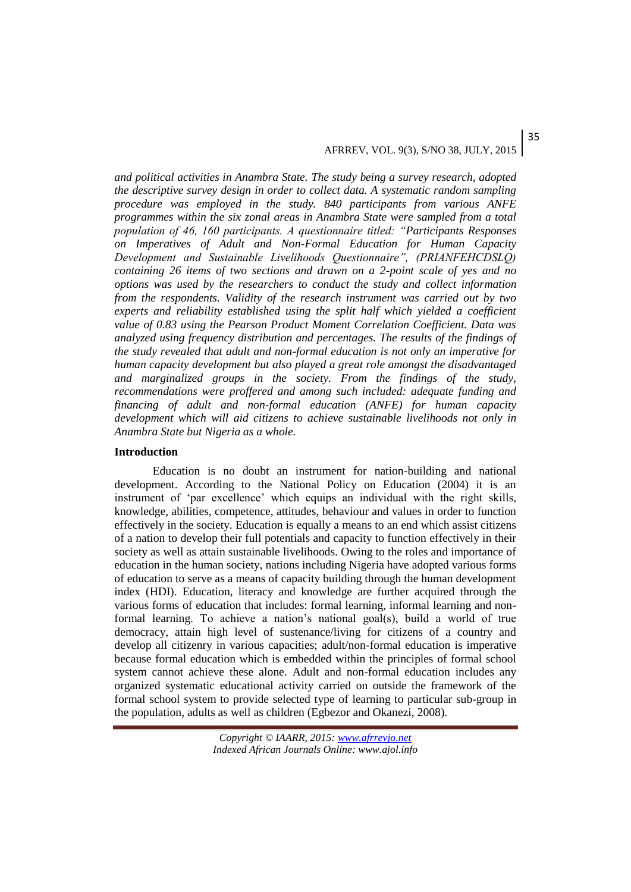*and political activities in Anambra State. The study being a survey research, adopted the descriptive survey design in order to collect data. A systematic random sampling procedure was employed in the study. 840 participants from various ANFE programmes within the six zonal areas in Anambra State were sampled from a total population of 46, 160 participants. A questionnaire titled: "Participants Responses on Imperatives of Adult and Non-Formal Education for Human Capacity Development and Sustainable Livelihoods Questionnaire", (PRIANFEHCDSLQ) containing 26 items of two sections and drawn on a 2-point scale of yes and no options was used by the researchers to conduct the study and collect information from the respondents. Validity of the research instrument was carried out by two experts and reliability established using the split half which yielded a coefficient value of 0.83 using the Pearson Product Moment Correlation Coefficient. Data was analyzed using frequency distribution and percentages. The results of the findings of the study revealed that adult and non-formal education is not only an imperative for human capacity development but also played a great role amongst the disadvantaged and marginalized groups in the society. From the findings of the study, recommendations were proffered and among such included: adequate funding and financing of adult and non-formal education (ANFE) for human capacity development which will aid citizens to achieve sustainable livelihoods not only in Anambra State but Nigeria as a whole.*

## Introduction

Education is no doubt an instrument for nation-building and national development. According to the National Policy on Education (2004) it is an instrument of 'par excellence' which equips an individual with the right skills, knowledge, abilities, competence, attitudes, behaviour and values in order to function effectively in the society. Education is equally a means to an end which assist citizens of a nation to develop their full potentials and capacity to function effectively in their society as well as attain sustainable livelihoods. Owing to the roles and importance of education in the human society, nations including Nigeria have adopted various forms of education to serve as a means of capacity building through the human development index (HDI). Education, literacy and knowledge are further acquired through the various forms of education that includes: formal learning, informal learning and non-formal learning. To achieve a nation's national goal(s), build a world of true democracy, attain high level of sustenance/living for citizens of a country and develop all citizenry in various capacities; adult/non-formal education is imperative because formal education which is embedded within the principles of formal school system cannot achieve these alone. Adult and non-formal education includes any organized systematic educational activity carried on outside the framework of the formal school system to provide selected type of learning to particular sub-group in the population, adults as well as children (Egbezor and Okanezi, 2008).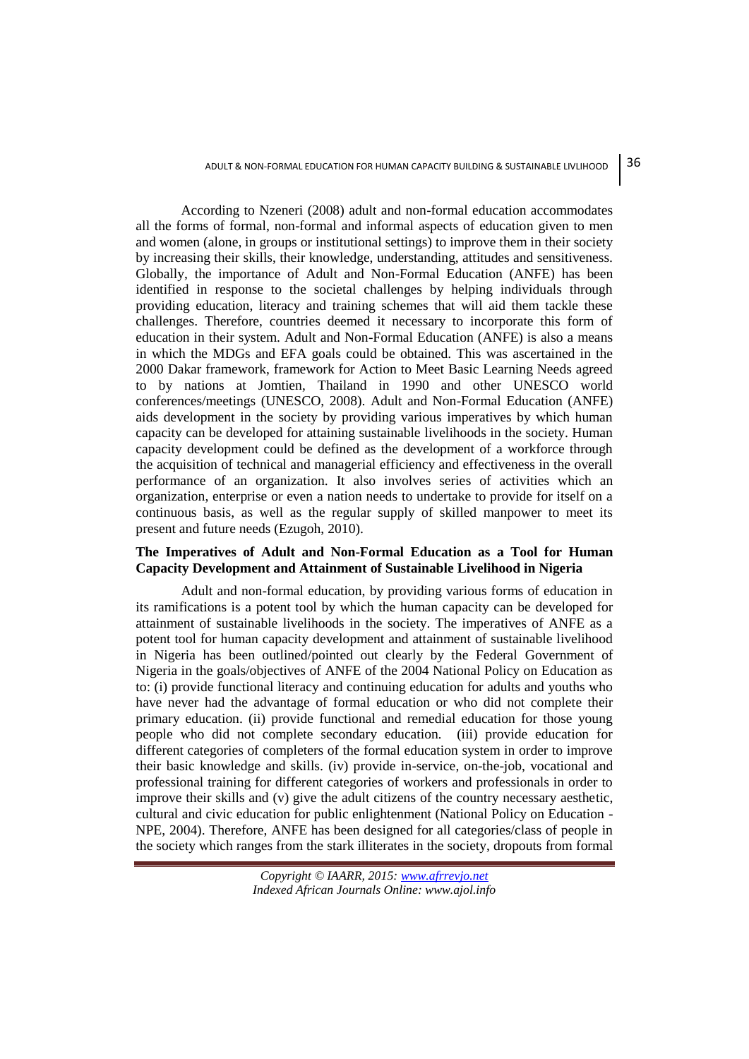According to Nzeneri (2008) adult and non-formal education accommodates all the forms of formal, non-formal and informal aspects of education given to men and women (alone, in groups or institutional settings) to improve them in their society by increasing their skills, their knowledge, understanding, attitudes and sensitiveness. Globally, the importance of Adult and Non-Formal Education (ANFE) has been identified in response to the societal challenges by helping individuals through providing education, literacy and training schemes that will aid them tackle these challenges. Therefore, countries deemed it necessary to incorporate this form of education in their system. Adult and Non-Formal Education (ANFE) is also a means in which the MDGs and EFA goals could be obtained. This was ascertained in the 2000 Dakar framework, framework for Action to Meet Basic Learning Needs agreed to by nations at Jomtien, Thailand in 1990 and other UNESCO world conferences/meetings (UNESCO, 2008). Adult and Non-Formal Education (ANFE) aids development in the society by providing various imperatives by which human capacity can be developed for attaining sustainable livelihoods in the society. Human capacity development could be defined as the development of a workforce through the acquisition of technical and managerial efficiency and effectiveness in the overall performance of an organization. It also involves series of activities which an organization, enterprise or even a nation needs to undertake to provide for itself on a continuous basis, as well as the regular supply of skilled manpower to meet its present and future needs (Ezugoh, 2010).

## The Imperatives of Adult and Non-Formal Education as a Tool for Human Capacity Development and Attainment of Sustainable Livelihood in Nigeria

Adult and non-formal education, by providing various forms of education in its ramifications is a potent tool by which the human capacity can be developed for attainment of sustainable livelihoods in the society. The imperatives of ANFE as a potent tool for human capacity development and attainment of sustainable livelihood in Nigeria has been outlined/pointed out clearly by the Federal Government of Nigeria in the goals/objectives of ANFE of the 2004 National Policy on Education as to: (i) provide functional literacy and continuing education for adults and youths who have never had the advantage of formal education or who did not complete their primary education. (ii) provide functional and remedial education for those young people who did not complete secondary education. (iii) provide education for different categories of completers of the formal education system in order to improve their basic knowledge and skills. (iv) provide in-service, on-the-job, vocational and professional training for different categories of workers and professionals in order to improve their skills and (v) give the adult citizens of the country necessary aesthetic, cultural and civic education for public enlightenment (National Policy on Education - NPE, 2004). Therefore, ANFE has been designed for all categories/class of people in the society which ranges from the stark illiterates in the society, dropouts from formal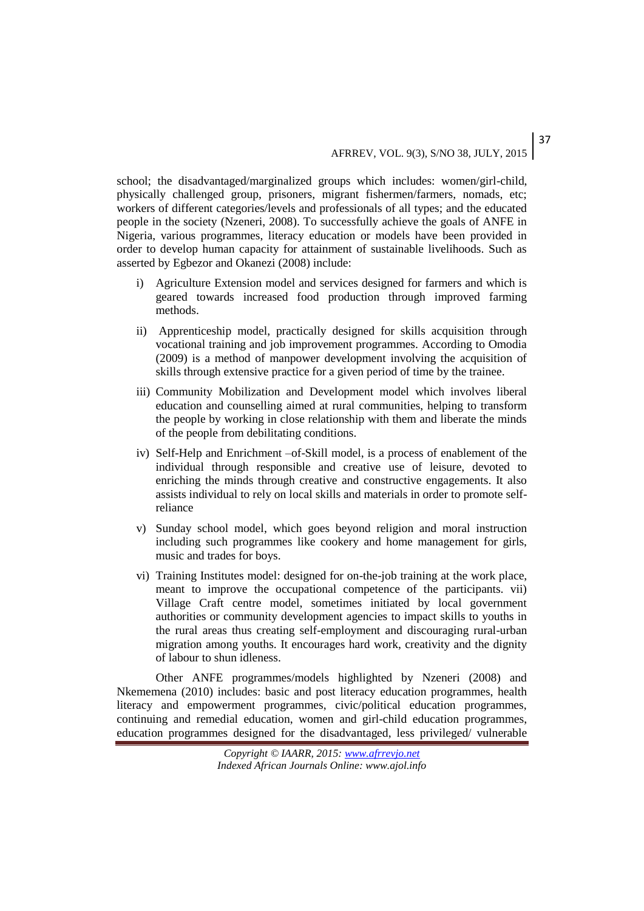school; the disadvantaged/marginalized groups which includes: women/girl-child, physically challenged group, prisoners, migrant fishermen/farmers, nomads, etc; workers of different categories/levels and professionals of all types; and the educated people in the society (Nzeneri, 2008). To successfully achieve the goals of ANFE in Nigeria, various programmes, literacy education or models have been provided in order to develop human capacity for attainment of sustainable livelihoods. Such as asserted by Egbezor and Okanezi (2008) include:

i) Agriculture Extension model and services designed for farmers and which is geared towards increased food production through improved farming methods.

ii) Apprenticeship model, practically designed for skills acquisition through vocational training and job improvement programmes. According to Omodia (2009) is a method of manpower development involving the acquisition of skills through extensive practice for a given period of time by the trainee.

iii) Community Mobilization and Development model which involves liberal education and counselling aimed at rural communities, helping to transform the people by working in close relationship with them and liberate the minds of the people from debilitating conditions.

iv) Self-Help and Enrichment –of-Skill model, is a process of enablement of the individual through responsible and creative use of leisure, devoted to enriching the minds through creative and constructive engagements. It also assists individual to rely on local skills and materials in order to promote self-reliance

v) Sunday school model, which goes beyond religion and moral instruction including such programmes like cookery and home management for girls, music and trades for boys.

vi) Training Institutes model: designed for on-the-job training at the work place, meant to improve the occupational competence of the participants. vii) Village Craft centre model, sometimes initiated by local government authorities or community development agencies to impact skills to youths in the rural areas thus creating self-employment and discouraging rural-urban migration among youths. It encourages hard work, creativity and the dignity of labour to shun idleness.

Other ANFE programmes/models highlighted by Nzeneri (2008) and Nkememena (2010) includes: basic and post literacy education programmes, health literacy and empowerment programmes, civic/political education programmes, continuing and remedial education, women and girl-child education programmes, education programmes designed for the disadvantaged, less privileged/ vulnerable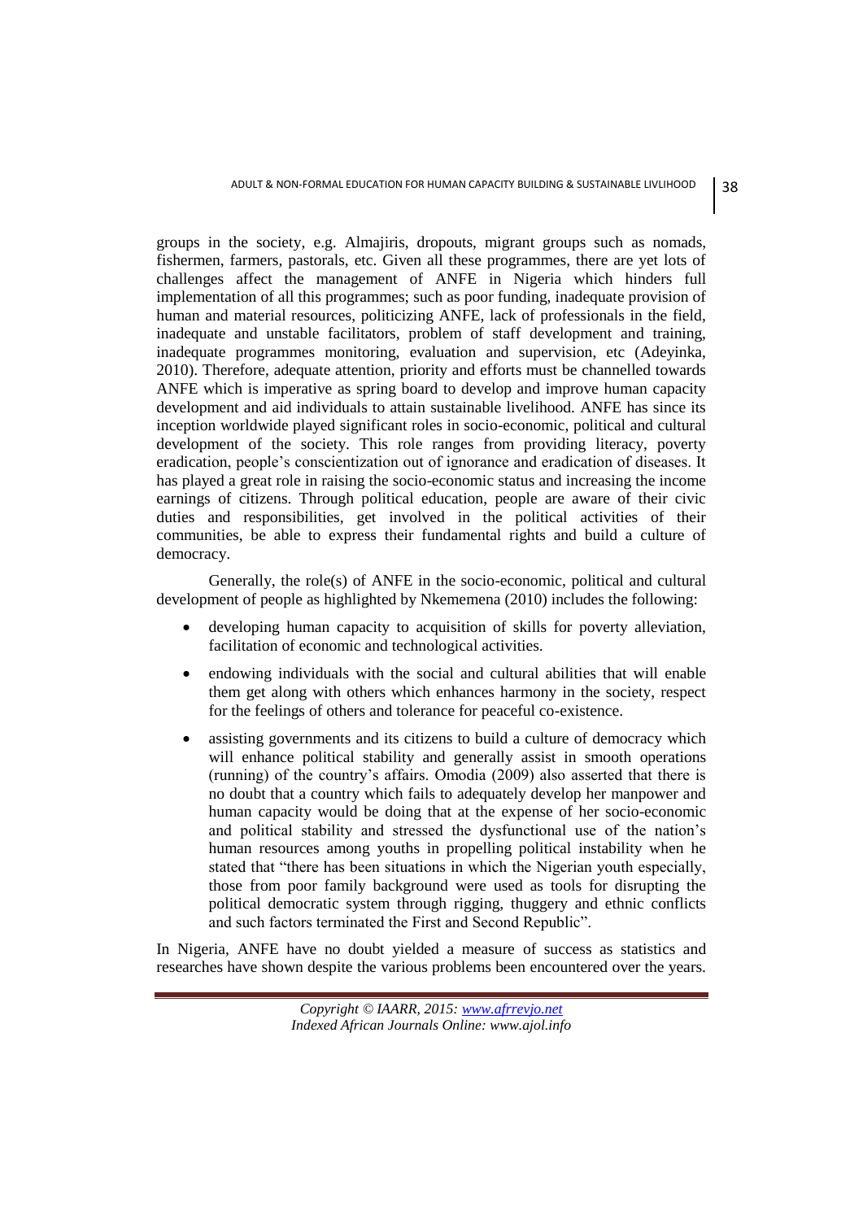groups in the society, e.g. Almajiris, dropouts, migrant groups such as nomads, fishermen, farmers, pastorals, etc. Given all these programmes, there are yet lots of challenges affect the management of ANFE in Nigeria which hinders full implementation of all this programmes; such as poor funding, inadequate provision of human and material resources, politicizing ANFE, lack of professionals in the field, inadequate and unstable facilitators, problem of staff development and training, inadequate programmes monitoring, evaluation and supervision, etc (Adeyinka, 2010). Therefore, adequate attention, priority and efforts must be channelled towards ANFE which is imperative as spring board to develop and improve human capacity development and aid individuals to attain sustainable livelihood. ANFE has since its inception worldwide played significant roles in socio-economic, political and cultural development of the society. This role ranges from providing literacy, poverty eradication, people's conscientization out of ignorance and eradication of diseases. It has played a great role in raising the socio-economic status and increasing the income earnings of citizens. Through political education, people are aware of their civic duties and responsibilities, get involved in the political activities of their communities, be able to express their fundamental rights and build a culture of democracy.

Generally, the role(s) of ANFE in the socio-economic, political and cultural development of people as highlighted by Nkememena (2010) includes the following:

- developing human capacity to acquisition of skills for poverty alleviation, facilitation of economic and technological activities.
- endowing individuals with the social and cultural abilities that will enable them get along with others which enhances harmony in the society, respect for the feelings of others and tolerance for peaceful co-existence.
- assisting governments and its citizens to build a culture of democracy which will enhance political stability and generally assist in smooth operations (running) of the country's affairs. Omodia (2009) also asserted that there is no doubt that a country which fails to adequately develop her manpower and human capacity would be doing that at the expense of her socio-economic and political stability and stressed the dysfunctional use of the nation's human resources among youths in propelling political instability when he stated that "there has been situations in which the Nigerian youth especially, those from poor family background were used as tools for disrupting the political democratic system through rigging, thuggery and ethnic conflicts and such factors terminated the First and Second Republic".

In Nigeria, ANFE have no doubt yielded a measure of success as statistics and researches have shown despite the various problems been encountered over the years.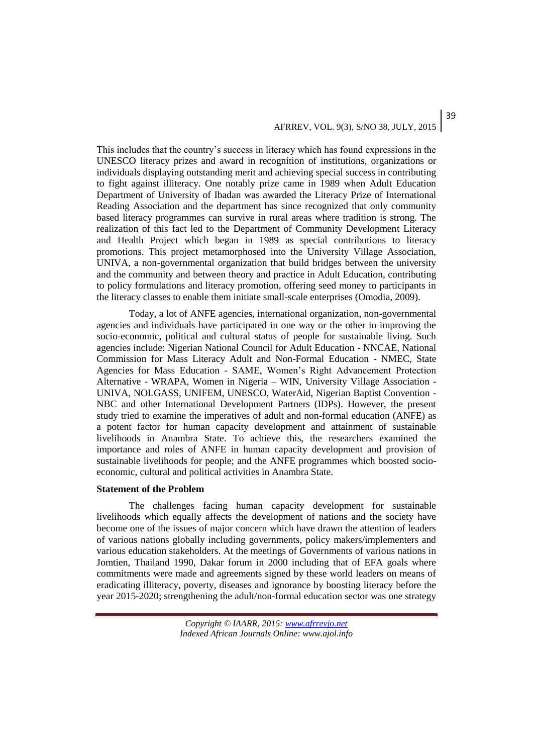This includes that the country's success in literacy which has found expressions in the UNESCO literacy prizes and award in recognition of institutions, organizations or individuals displaying outstanding merit and achieving special success in contributing to fight against illiteracy. One notably prize came in 1989 when Adult Education Department of University of Ibadan was awarded the Literacy Prize of International Reading Association and the department has since recognized that only community based literacy programmes can survive in rural areas where tradition is strong. The realization of this fact led to the Department of Community Development Literacy and Health Project which began in 1989 as special contributions to literacy promotions. This project metamorphosed into the University Village Association, UNIVA, a non-governmental organization that build bridges between the university and the community and between theory and practice in Adult Education, contributing to policy formulations and literacy promotion, offering seed money to participants in the literacy classes to enable them initiate small-scale enterprises (Omodia, 2009).

Today, a lot of ANFE agencies, international organization, non-governmental agencies and individuals have participated in one way or the other in improving the socio-economic, political and cultural status of people for sustainable living. Such agencies include: Nigerian National Council for Adult Education - NNCAE, National Commission for Mass Literacy Adult and Non-Formal Education - NMEC, State Agencies for Mass Education - SAME, Women's Right Advancement Protection Alternative - WRAPA, Women in Nigeria – WIN, University Village Association - UNIVA, NOLGASS, UNIFEM, UNESCO, WaterAid, Nigerian Baptist Convention - NBC and other International Development Partners (IDPs). However, the present study tried to examine the imperatives of adult and non-formal education (ANFE) as a potent factor for human capacity development and attainment of sustainable livelihoods in Anambra State. To achieve this, the researchers examined the importance and roles of ANFE in human capacity development and provision of sustainable livelihoods for people; and the ANFE programmes which boosted socio-economic, cultural and political activities in Anambra State.

**Statement of the Problem**

The challenges facing human capacity development for sustainable livelihoods which equally affects the development of nations and the society have become one of the issues of major concern which have drawn the attention of leaders of various nations globally including governments, policy makers/implementers and various education stakeholders. At the meetings of Governments of various nations in Jomtien, Thailand 1990, Dakar forum in 2000 including that of EFA goals where commitments were made and agreements signed by these world leaders on means of eradicating illiteracy, poverty, diseases and ignorance by boosting literacy before the year 2015-2020; strengthening the adult/non-formal education sector was one strategy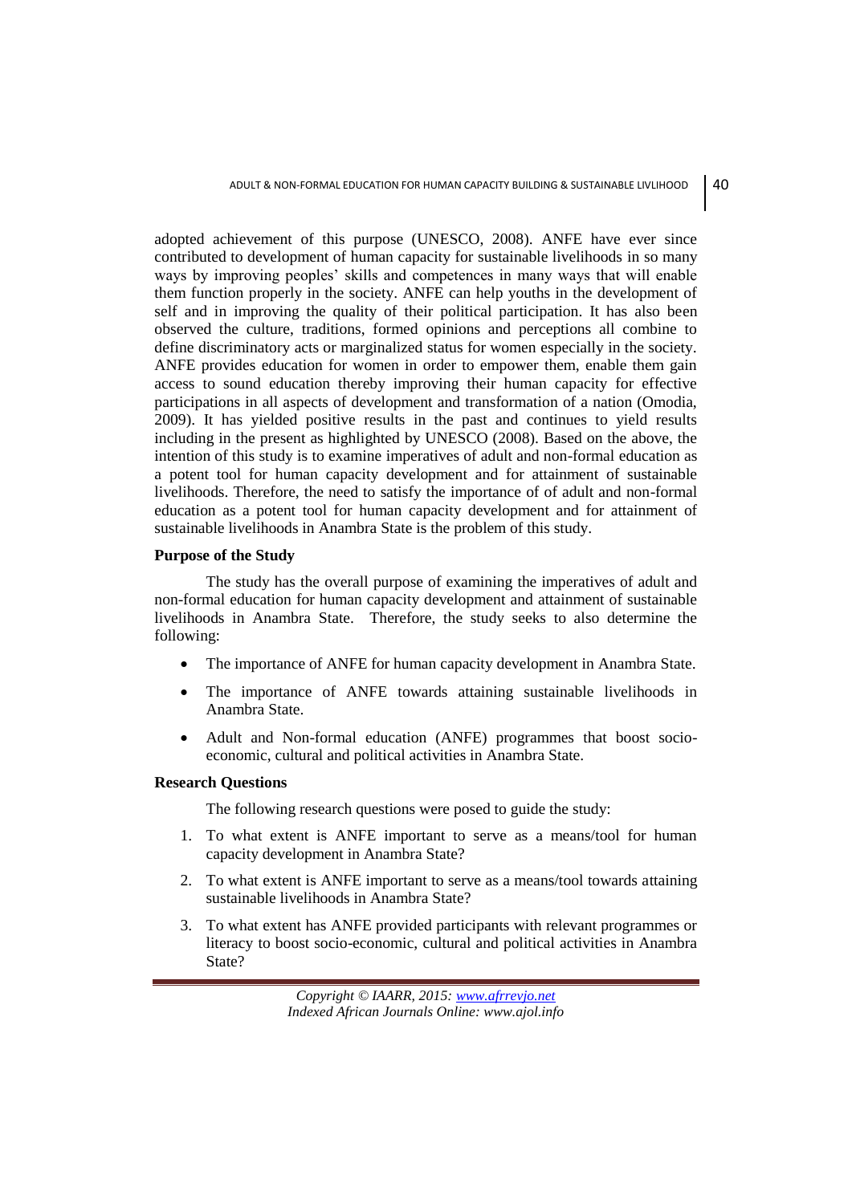adopted achievement of this purpose (UNESCO, 2008). ANFE have ever since contributed to development of human capacity for sustainable livelihoods in so many ways by improving peoples' skills and competences in many ways that will enable them function properly in the society. ANFE can help youths in the development of self and in improving the quality of their political participation. It has also been observed the culture, traditions, formed opinions and perceptions all combine to define discriminatory acts or marginalized status for women especially in the society. ANFE provides education for women in order to empower them, enable them gain access to sound education thereby improving their human capacity for effective participations in all aspects of development and transformation of a nation (Omodia, 2009). It has yielded positive results in the past and continues to yield results including in the present as highlighted by UNESCO (2008). Based on the above, the intention of this study is to examine imperatives of adult and non-formal education as a potent tool for human capacity development and for attainment of sustainable livelihoods. Therefore, the need to satisfy the importance of of adult and non-formal education as a potent tool for human capacity development and for attainment of sustainable livelihoods in Anambra State is the problem of this study.

**Purpose of the Study**

The study has the overall purpose of examining the imperatives of adult and non-formal education for human capacity development and attainment of sustainable livelihoods in Anambra State. Therefore, the study seeks to also determine the following:

- The importance of ANFE for human capacity development in Anambra State.
- The importance of ANFE towards attaining sustainable livelihoods in Anambra State.
- Adult and Non-formal education (ANFE) programmes that boost socio-economic, cultural and political activities in Anambra State.

**Research Questions**

The following research questions were posed to guide the study:

1. To what extent is ANFE important to serve as a means/tool for human capacity development in Anambra State?
2. To what extent is ANFE important to serve as a means/tool towards attaining sustainable livelihoods in Anambra State?
3. To what extent has ANFE provided participants with relevant programmes or literacy to boost socio-economic, cultural and political activities in Anambra State?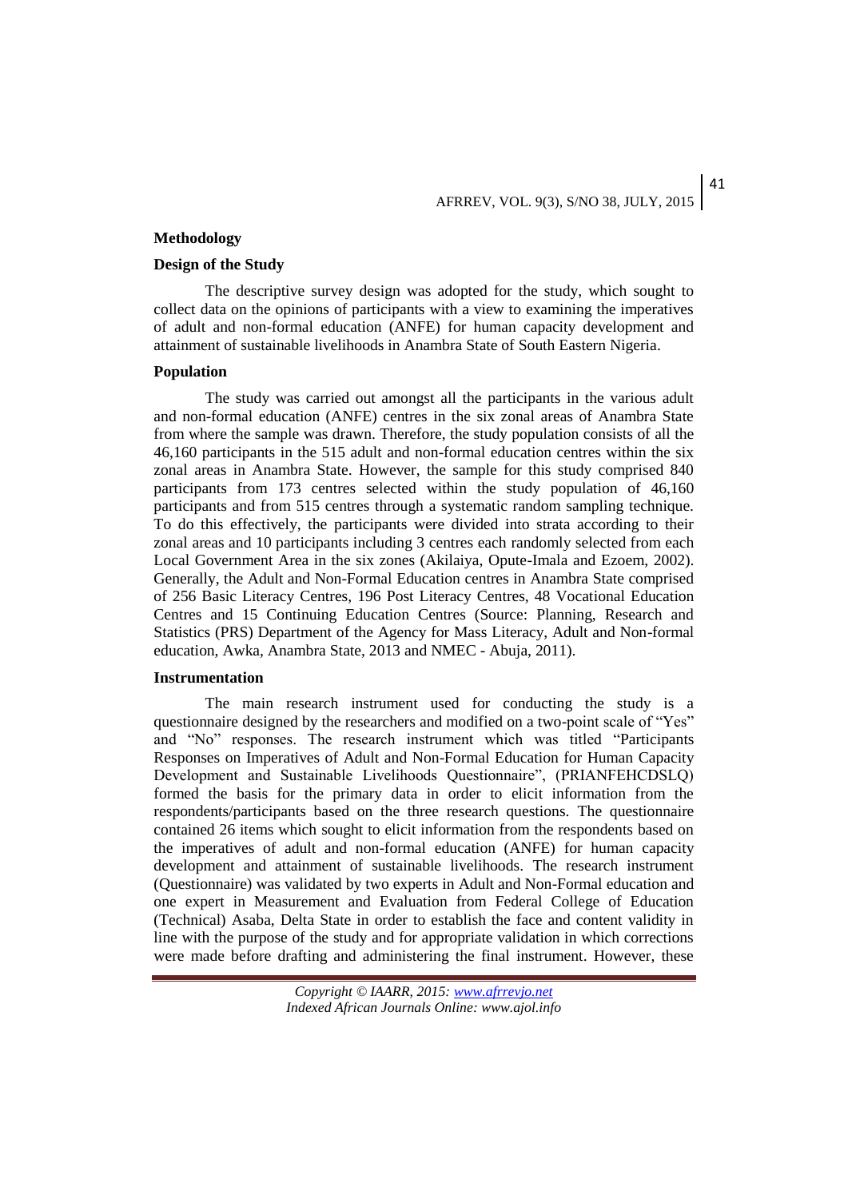## Methodology

### Design of the Study

The descriptive survey design was adopted for the study, which sought to collect data on the opinions of participants with a view to examining the imperatives of adult and non-formal education (ANFE) for human capacity development and attainment of sustainable livelihoods in Anambra State of South Eastern Nigeria.

### Population

The study was carried out amongst all the participants in the various adult and non-formal education (ANFE) centres in the six zonal areas of Anambra State from where the sample was drawn. Therefore, the study population consists of all the 46,160 participants in the 515 adult and non-formal education centres within the six zonal areas in Anambra State. However, the sample for this study comprised 840 participants from 173 centres selected within the study population of 46,160 participants and from 515 centres through a systematic random sampling technique. To do this effectively, the participants were divided into strata according to their zonal areas and 10 participants including 3 centres each randomly selected from each Local Government Area in the six zones (Akilaiya, Opute-Imala and Ezoem, 2002). Generally, the Adult and Non-Formal Education centres in Anambra State comprised of 256 Basic Literacy Centres, 196 Post Literacy Centres, 48 Vocational Education Centres and 15 Continuing Education Centres (Source: Planning, Research and Statistics (PRS) Department of the Agency for Mass Literacy, Adult and Non-formal education, Awka, Anambra State, 2013 and NMEC - Abuja, 2011).

### Instrumentation

The main research instrument used for conducting the study is a questionnaire designed by the researchers and modified on a two-point scale of "Yes" and "No" responses. The research instrument which was titled "Participants Responses on Imperatives of Adult and Non-Formal Education for Human Capacity Development and Sustainable Livelihoods Questionnaire", (PRIANFEHCDSLQ) formed the basis for the primary data in order to elicit information from the respondents/participants based on the three research questions. The questionnaire contained 26 items which sought to elicit information from the respondents based on the imperatives of adult and non-formal education (ANFE) for human capacity development and attainment of sustainable livelihoods. The research instrument (Questionnaire) was validated by two experts in Adult and Non-Formal education and one expert in Measurement and Evaluation from Federal College of Education (Technical) Asaba, Delta State in order to establish the face and content validity in line with the purpose of the study and for appropriate validation in which corrections were made before drafting and administering the final instrument. However, these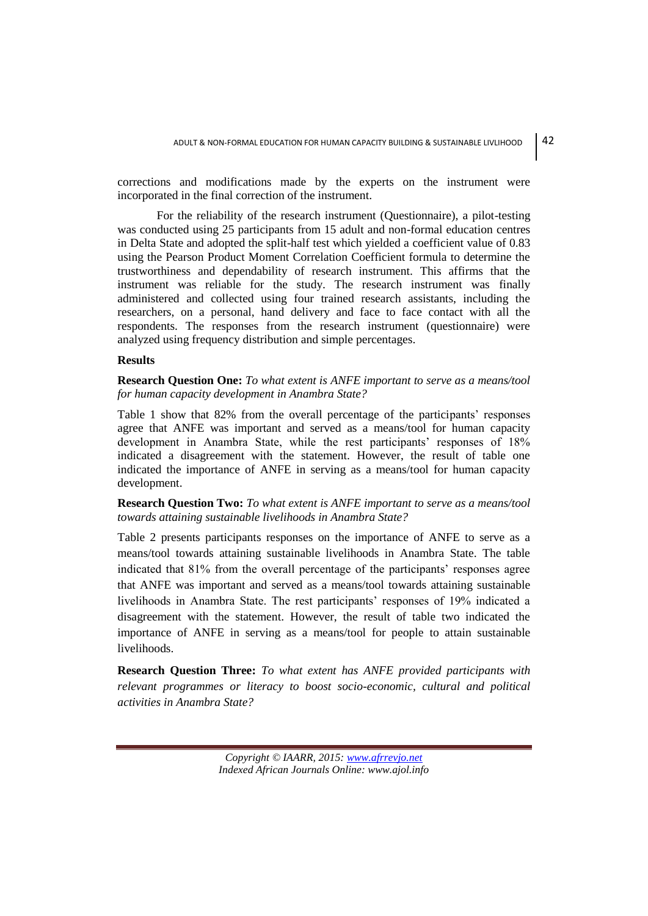corrections and modifications made by the experts on the instrument were incorporated in the final correction of the instrument.

For the reliability of the research instrument (Questionnaire), a pilot-testing was conducted using 25 participants from 15 adult and non-formal education centres in Delta State and adopted the split-half test which yielded a coefficient value of 0.83 using the Pearson Product Moment Correlation Coefficient formula to determine the trustworthiness and dependability of research instrument. This affirms that the instrument was reliable for the study. The research instrument was finally administered and collected using four trained research assistants, including the researchers, on a personal, hand delivery and face to face contact with all the respondents. The responses from the research instrument (questionnaire) were analyzed using frequency distribution and simple percentages.

**Results**

**Research Question One:** *To what extent is ANFE important to serve as a means/tool for human capacity development in Anambra State?*

Table 1 show that 82% from the overall percentage of the participants' responses agree that ANFE was important and served as a means/tool for human capacity development in Anambra State, while the rest participants' responses of 18% indicated a disagreement with the statement. However, the result of table one indicated the importance of ANFE in serving as a means/tool for human capacity development.

**Research Question Two:** *To what extent is ANFE important to serve as a means/tool towards attaining sustainable livelihoods in Anambra State?*

Table 2 presents participants responses on the importance of ANFE to serve as a means/tool towards attaining sustainable livelihoods in Anambra State. The table indicated that 81% from the overall percentage of the participants' responses agree that ANFE was important and served as a means/tool towards attaining sustainable livelihoods in Anambra State. The rest participants' responses of 19% indicated a disagreement with the statement. However, the result of table two indicated the importance of ANFE in serving as a means/tool for people to attain sustainable livelihoods.

**Research Question Three:** *To what extent has ANFE provided participants with relevant programmes or literacy to boost socio-economic, cultural and political activities in Anambra State?*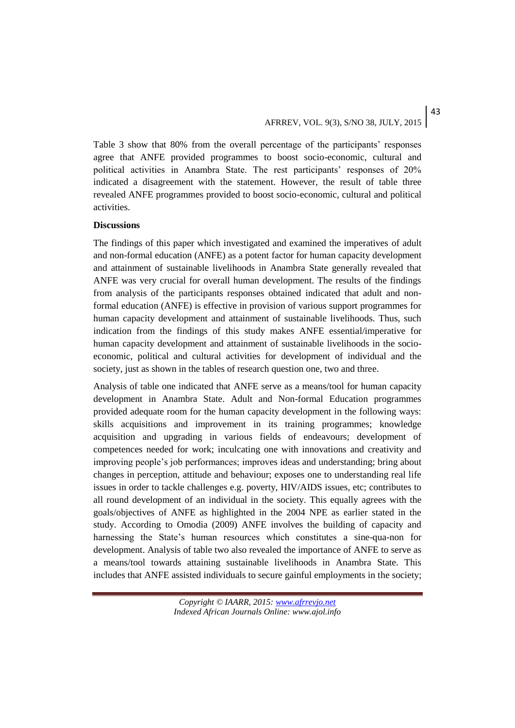Table 3 show that 80% from the overall percentage of the participants' responses agree that ANFE provided programmes to boost socio-economic, cultural and political activities in Anambra State. The rest participants' responses of 20% indicated a disagreement with the statement. However, the result of table three revealed ANFE programmes provided to boost socio-economic, cultural and political activities.

**Discussions**

The findings of this paper which investigated and examined the imperatives of adult and non-formal education (ANFE) as a potent factor for human capacity development and attainment of sustainable livelihoods in Anambra State generally revealed that ANFE was very crucial for overall human development. The results of the findings from analysis of the participants responses obtained indicated that adult and non-formal education (ANFE) is effective in provision of various support programmes for human capacity development and attainment of sustainable livelihoods. Thus, such indication from the findings of this study makes ANFE essential/imperative for human capacity development and attainment of sustainable livelihoods in the socio-economic, political and cultural activities for development of individual and the society, just as shown in the tables of research question one, two and three.

Analysis of table one indicated that ANFE serve as a means/tool for human capacity development in Anambra State. Adult and Non-formal Education programmes provided adequate room for the human capacity development in the following ways: skills acquisitions and improvement in its training programmes; knowledge acquisition and upgrading in various fields of endeavours; development of competences needed for work; inculcating one with innovations and creativity and improving people's job performances; improves ideas and understanding; bring about changes in perception, attitude and behaviour; exposes one to understanding real life issues in order to tackle challenges e.g. poverty, HIV/AIDS issues, etc; contributes to all round development of an individual in the society. This equally agrees with the goals/objectives of ANFE as highlighted in the 2004 NPE as earlier stated in the study. According to Omodia (2009) ANFE involves the building of capacity and harnessing the State's human resources which constitutes a sine-qua-non for development. Analysis of table two also revealed the importance of ANFE to serve as a means/tool towards attaining sustainable livelihoods in Anambra State. This includes that ANFE assisted individuals to secure gainful employments in the society;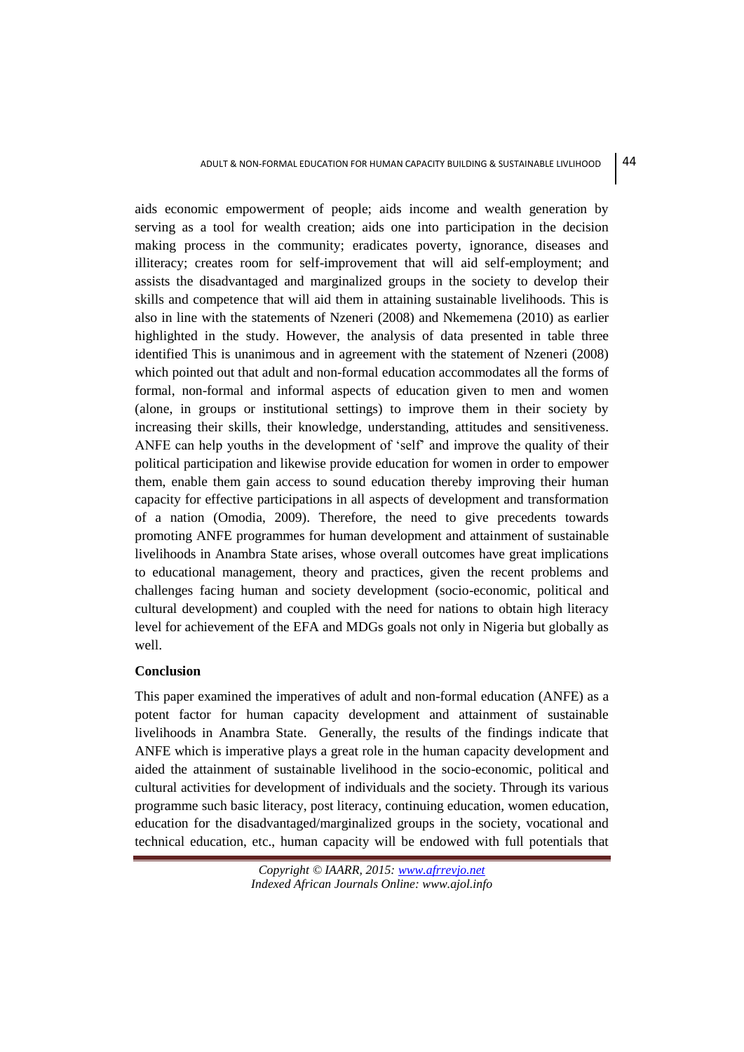aids economic empowerment of people; aids income and wealth generation by serving as a tool for wealth creation; aids one into participation in the decision making process in the community; eradicates poverty, ignorance, diseases and illiteracy; creates room for self-improvement that will aid self-employment; and assists the disadvantaged and marginalized groups in the society to develop their skills and competence that will aid them in attaining sustainable livelihoods. This is also in line with the statements of Nzeneri (2008) and Nkememena (2010) as earlier highlighted in the study. However, the analysis of data presented in table three identified This is unanimous and in agreement with the statement of Nzeneri (2008) which pointed out that adult and non-formal education accommodates all the forms of formal, non-formal and informal aspects of education given to men and women (alone, in groups or institutional settings) to improve them in their society by increasing their skills, their knowledge, understanding, attitudes and sensitiveness. ANFE can help youths in the development of 'self' and improve the quality of their political participation and likewise provide education for women in order to empower them, enable them gain access to sound education thereby improving their human capacity for effective participations in all aspects of development and transformation of a nation (Omodia, 2009). Therefore, the need to give precedents towards promoting ANFE programmes for human development and attainment of sustainable livelihoods in Anambra State arises, whose overall outcomes have great implications to educational management, theory and practices, given the recent problems and challenges facing human and society development (socio-economic, political and cultural development) and coupled with the need for nations to obtain high literacy level for achievement of the EFA and MDGs goals not only in Nigeria but globally as well.

**Conclusion**

This paper examined the imperatives of adult and non-formal education (ANFE) as a potent factor for human capacity development and attainment of sustainable livelihoods in Anambra State. Generally, the results of the findings indicate that ANFE which is imperative plays a great role in the human capacity development and aided the attainment of sustainable livelihood in the socio-economic, political and cultural activities for development of individuals and the society. Through its various programme such basic literacy, post literacy, continuing education, women education, education for the disadvantaged/marginalized groups in the society, vocational and technical education, etc., human capacity will be endowed with full potentials that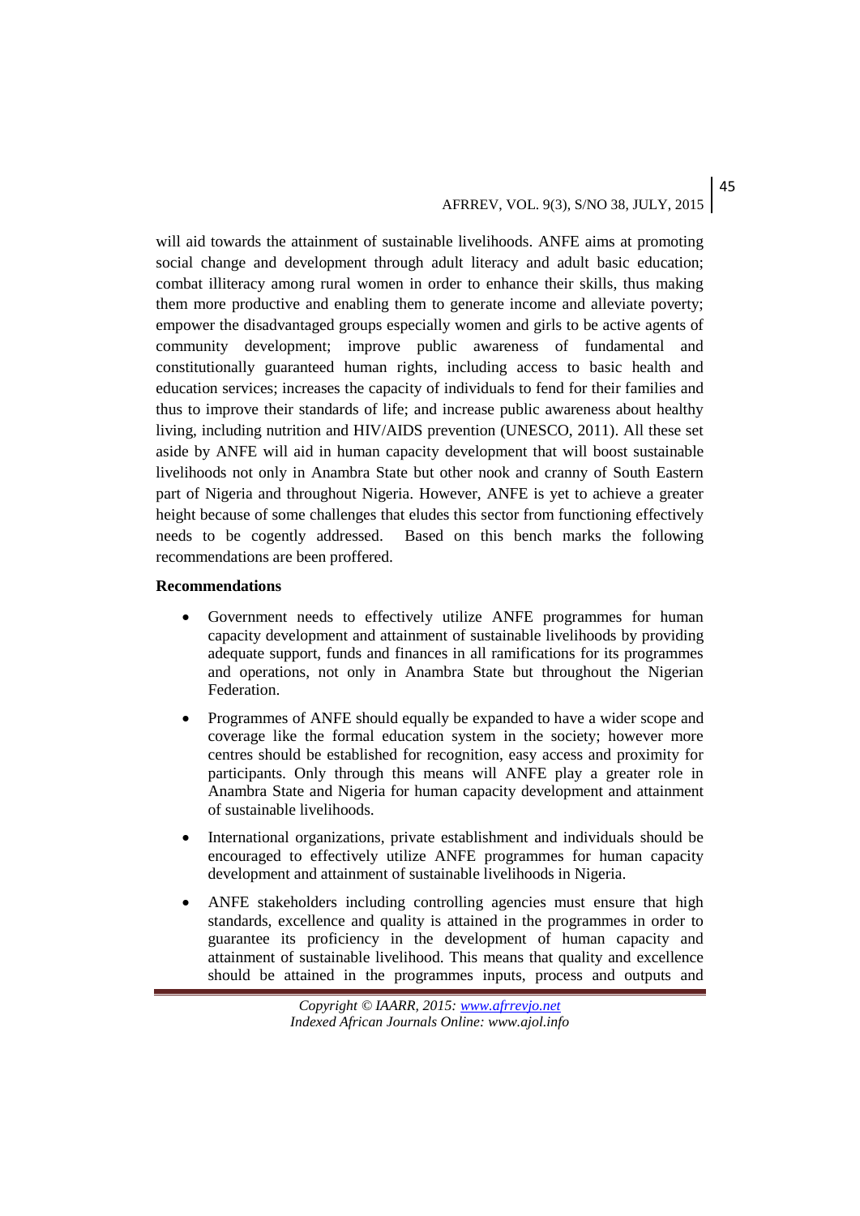will aid towards the attainment of sustainable livelihoods. ANFE aims at promoting social change and development through adult literacy and adult basic education; combat illiteracy among rural women in order to enhance their skills, thus making them more productive and enabling them to generate income and alleviate poverty; empower the disadvantaged groups especially women and girls to be active agents of community development; improve public awareness of fundamental and constitutionally guaranteed human rights, including access to basic health and education services; increases the capacity of individuals to fend for their families and thus to improve their standards of life; and increase public awareness about healthy living, including nutrition and HIV/AIDS prevention (UNESCO, 2011). All these set aside by ANFE will aid in human capacity development that will boost sustainable livelihoods not only in Anambra State but other nook and cranny of South Eastern part of Nigeria and throughout Nigeria. However, ANFE is yet to achieve a greater height because of some challenges that eludes this sector from functioning effectively needs to be cogently addressed. Based on this bench marks the following recommendations are been proffered.

**Recommendations**

- Government needs to effectively utilize ANFE programmes for human capacity development and attainment of sustainable livelihoods by providing adequate support, funds and finances in all ramifications for its programmes and operations, not only in Anambra State but throughout the Nigerian Federation.
- Programmes of ANFE should equally be expanded to have a wider scope and coverage like the formal education system in the society; however more centres should be established for recognition, easy access and proximity for participants. Only through this means will ANFE play a greater role in Anambra State and Nigeria for human capacity development and attainment of sustainable livelihoods.
- International organizations, private establishment and individuals should be encouraged to effectively utilize ANFE programmes for human capacity development and attainment of sustainable livelihoods in Nigeria.
- ANFE stakeholders including controlling agencies must ensure that high standards, excellence and quality is attained in the programmes in order to guarantee its proficiency in the development of human capacity and attainment of sustainable livelihood. This means that quality and excellence should be attained in the programmes inputs, process and outputs and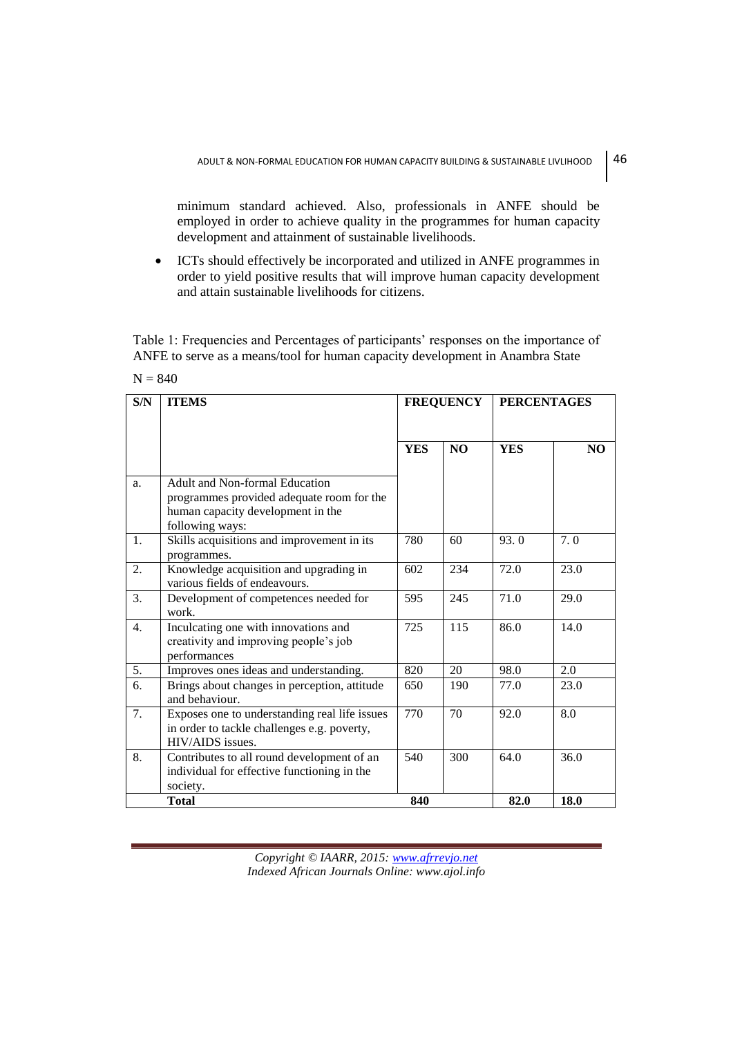minimum standard achieved. Also, professionals in ANFE should be employed in order to achieve quality in the programmes for human capacity development and attainment of sustainable livelihoods.

- ICTs should effectively be incorporated and utilized in ANFE programmes in order to yield positive results that will improve human capacity development and attain sustainable livelihoods for citizens.

Table 1: Frequencies and Percentages of participants' responses on the importance of ANFE to serve as a means/tool for human capacity development in Anambra State

N = 840

| S/N | ITEMS | FREQUENCY | | PERCENTAGES | |
|---|---|---|---|---|---|
| | | YES | NO | YES | NO |
| a. | Adult and Non-formal Education programmes provided adequate room for the human capacity development in the following ways: | | | | |
| 1. | Skills acquisitions and improvement in its programmes. | 780 | 60 | 93. 0 | 7. 0 |
| 2. | Knowledge acquisition and upgrading in various fields of endeavours. | 602 | 234 | 72.0 | 23.0 |
| 3. | Development of competences needed for work. | 595 | 245 | 71.0 | 29.0 |
| 4. | Inculcating one with innovations and creativity and improving people's job performances | 725 | 115 | 86.0 | 14.0 |
| 5. | Improves ones ideas and understanding. | 820 | 20 | 98.0 | 2.0 |
| 6. | Brings about changes in perception, attitude and behaviour. | 650 | 190 | 77.0 | 23.0 |
| 7. | Exposes one to understanding real life issues in order to tackle challenges e.g. poverty, HIV/AIDS issues. | 770 | 70 | 92.0 | 8.0 |
| 8. | Contributes to all round development of an individual for effective functioning in the society. | 540 | 300 | 64.0 | 36.0 |
| | **Total** | **840** | | **82.0** | **18.0** |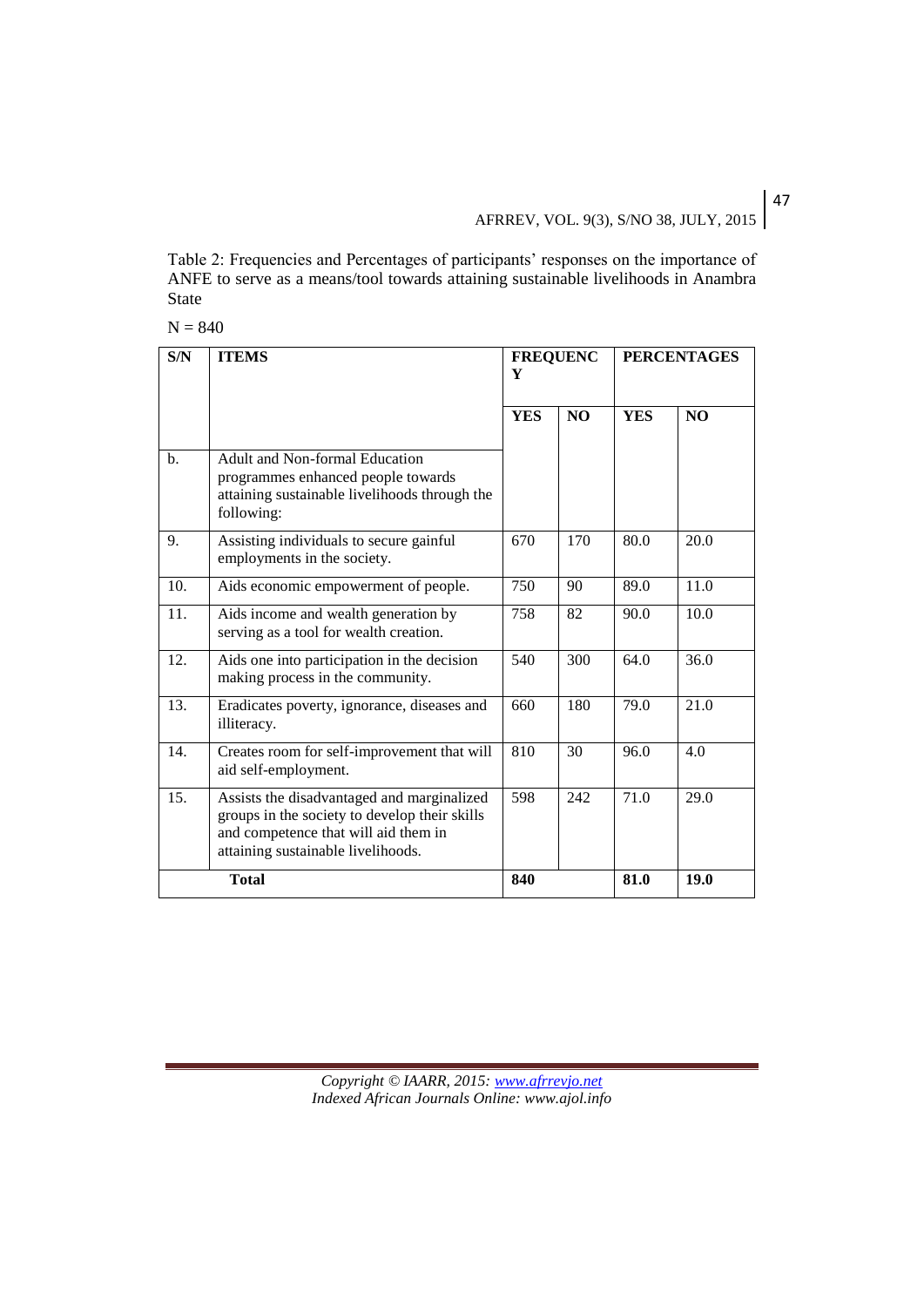Table 2: Frequencies and Percentages of participants' responses on the importance of ANFE to serve as a means/tool towards attaining sustainable livelihoods in Anambra State

N = 840

| S/N | ITEMS | FREQUENCY | | PERCENTAGES | |
|---|---|---|---|---|---|
| | | YES | NO | YES | NO |
| b. | Adult and Non-formal Education programmes enhanced people towards attaining sustainable livelihoods through the following: | | | | |
| 9. | Assisting individuals to secure gainful employments in the society. | 670 | 170 | 80.0 | 20.0 |
| 10. | Aids economic empowerment of people. | 750 | 90 | 89.0 | 11.0 |
| 11. | Aids income and wealth generation by serving as a tool for wealth creation. | 758 | 82 | 90.0 | 10.0 |
| 12. | Aids one into participation in the decision making process in the community. | 540 | 300 | 64.0 | 36.0 |
| 13. | Eradicates poverty, ignorance, diseases and illiteracy. | 660 | 180 | 79.0 | 21.0 |
| 14. | Creates room for self-improvement that will aid self-employment. | 810 | 30 | 96.0 | 4.0 |
| 15. | Assists the disadvantaged and marginalized groups in the society to develop their skills and competence that will aid them in attaining sustainable livelihoods. | 598 | 242 | 71.0 | 29.0 |
| **Total** | | **840** | | **81.0** | **19.0** |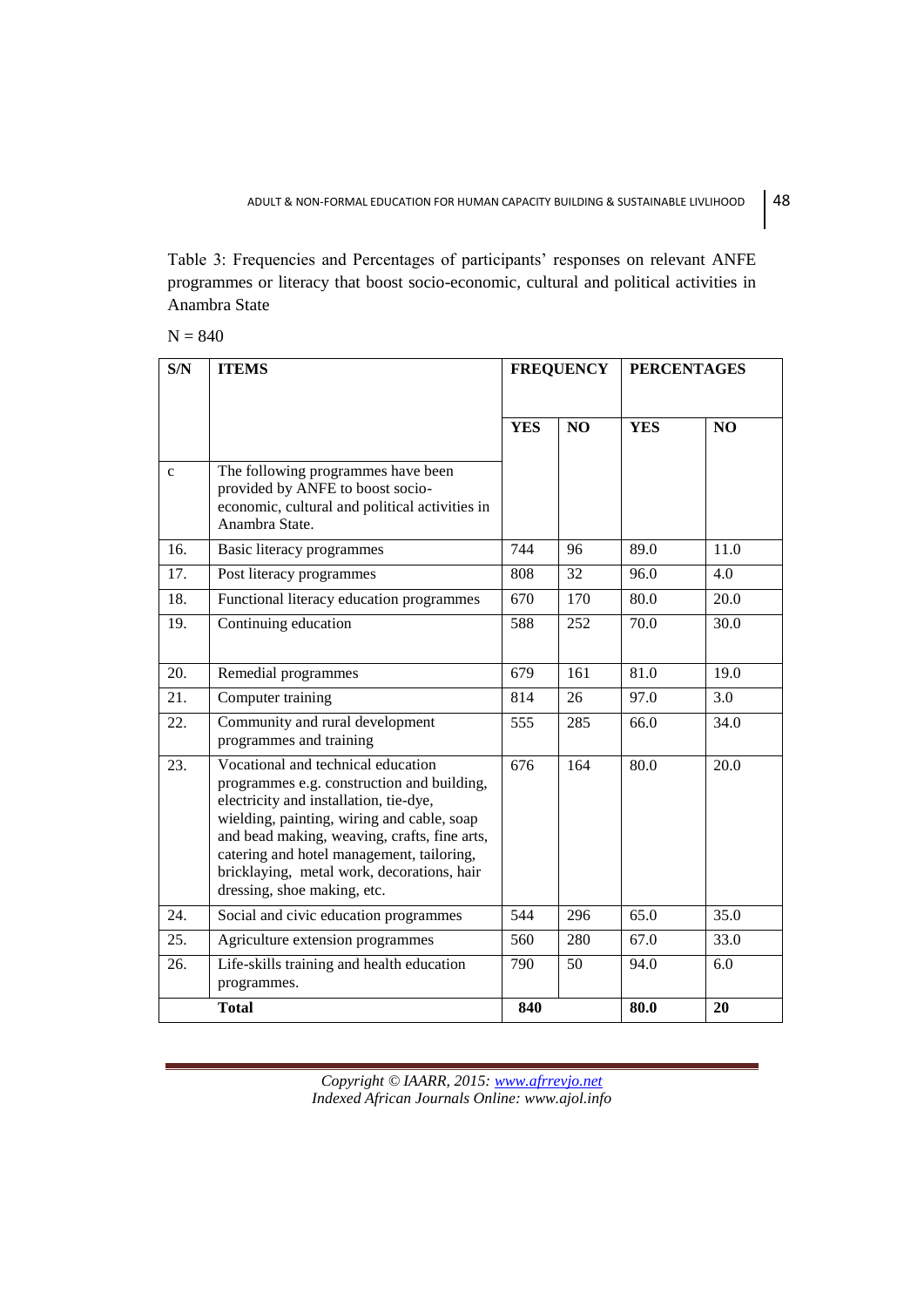Table 3: Frequencies and Percentages of participants' responses on relevant ANFE programmes or literacy that boost socio-economic, cultural and political activities in Anambra State

N = 840

| S/N | ITEMS | FREQUENCY | | PERCENTAGES | |
|---|---|---|---|---|---|
| | | YES | NO | YES | NO |
| c | The following programmes have been provided by ANFE to boost socio-economic, cultural and political activities in Anambra State. | | | | |
| 16. | Basic literacy programmes | 744 | 96 | 89.0 | 11.0 |
| 17. | Post literacy programmes | 808 | 32 | 96.0 | 4.0 |
| 18. | Functional literacy education programmes | 670 | 170 | 80.0 | 20.0 |
| 19. | Continuing education | 588 | 252 | 70.0 | 30.0 |
| 20. | Remedial programmes | 679 | 161 | 81.0 | 19.0 |
| 21. | Computer training | 814 | 26 | 97.0 | 3.0 |
| 22. | Community and rural development programmes and training | 555 | 285 | 66.0 | 34.0 |
| 23. | Vocational and technical education programmes e.g. construction and building, electricity and installation, tie-dye, wielding, painting, wiring and cable, soap and bead making, weaving, crafts, fine arts, catering and hotel management, tailoring, bricklaying, metal work, decorations, hair dressing, shoe making, etc. | 676 | 164 | 80.0 | 20.0 |
| 24. | Social and civic education programmes | 544 | 296 | 65.0 | 35.0 |
| 25. | Agriculture extension programmes | 560 | 280 | 67.0 | 33.0 |
| 26. | Life-skills training and health education programmes. | 790 | 50 | 94.0 | 6.0 |
| | **Total** | **840** | | **80.0** | **20** |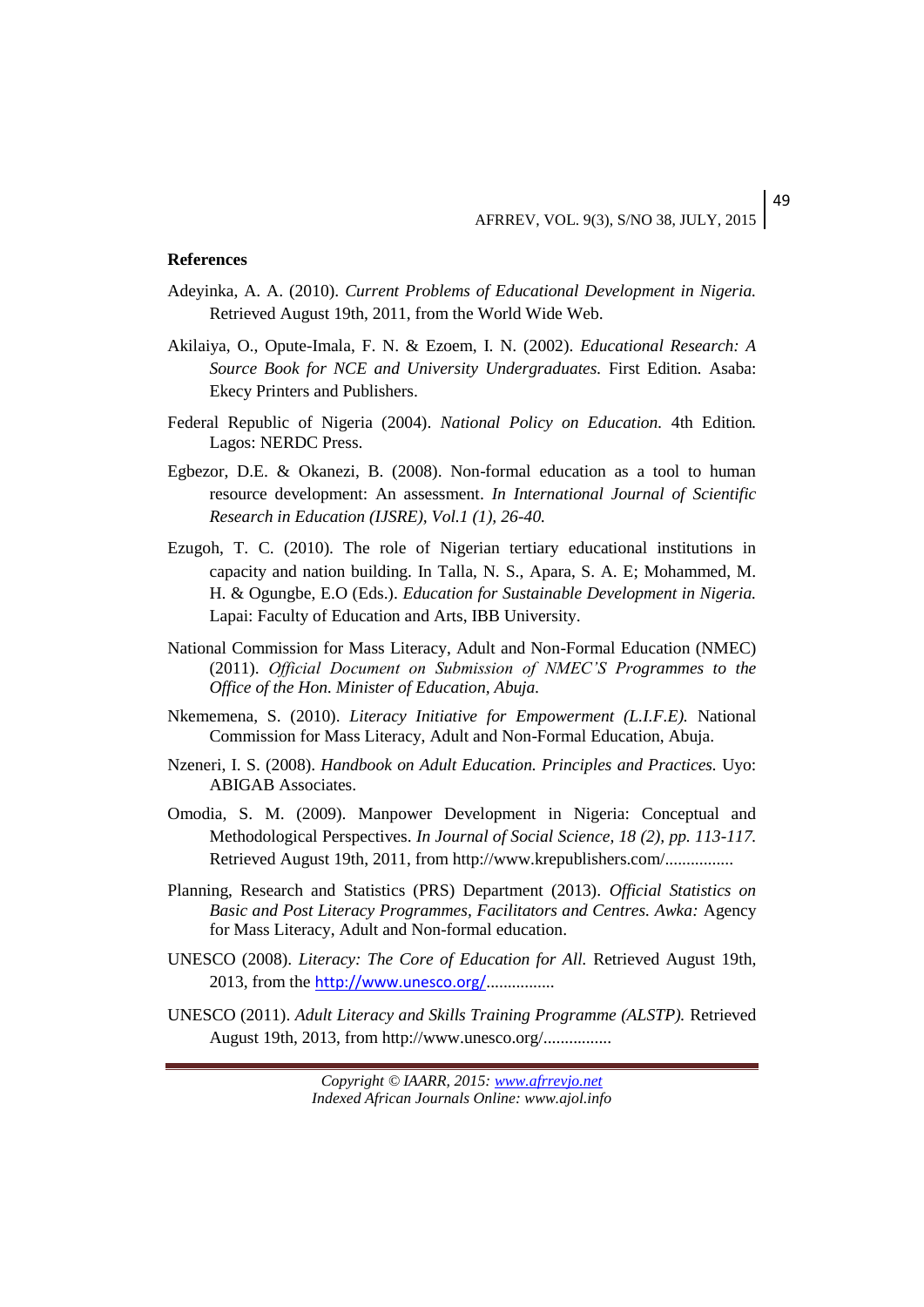**References**

Adeyinka, A. A. (2010). *Current Problems of Educational Development in Nigeria.* Retrieved August 19th, 2011, from the World Wide Web.

Akilaiya, O., Opute-Imala, F. N. & Ezoem, I. N. (2002). *Educational Research: A Source Book for NCE and University Undergraduates.* First Edition. Asaba: Ekecy Printers and Publishers.

Federal Republic of Nigeria (2004). *National Policy on Education.* 4th Edition*.* Lagos: NERDC Press.

Egbezor, D.E. & Okanezi, B. (2008). Non-formal education as a tool to human resource development: An assessment. *In International Journal of Scientific Research in Education (IJSRE), Vol.1 (1), 26-40.*

Ezugoh, T. C. (2010). The role of Nigerian tertiary educational institutions in capacity and nation building. In Talla, N. S., Apara, S. A. E; Mohammed, M. H. & Ogungbe, E.O (Eds.). *Education for Sustainable Development in Nigeria.* Lapai: Faculty of Education and Arts, IBB University.

National Commission for Mass Literacy, Adult and Non-Formal Education (NMEC) (2011). *Official Document on Submission of NMEC'S Programmes to the Office of the Hon. Minister of Education, Abuja.*

Nkememena, S. (2010). *Literacy Initiative for Empowerment (L.I.F.E).* National Commission for Mass Literacy, Adult and Non-Formal Education, Abuja.

Nzeneri, I. S. (2008). *Handbook on Adult Education. Principles and Practices.* Uyo: ABIGAB Associates.

Omodia, S. M. (2009). Manpower Development in Nigeria: Conceptual and Methodological Perspectives. *In Journal of Social Science, 18 (2), pp. 113-117.* Retrieved August 19th, 2011, from http://www.krepublishers.com/................

Planning, Research and Statistics (PRS) Department (2013). *Official Statistics on Basic and Post Literacy Programmes, Facilitators and Centres. Awka:* Agency for Mass Literacy, Adult and Non-formal education.

UNESCO (2008). *Literacy: The Core of Education for All.* Retrieved August 19th, 2013, from the http://www.unesco.org/................

UNESCO (2011). *Adult Literacy and Skills Training Programme (ALSTP).* Retrieved August 19th, 2013, from http://www.unesco.org/................

*Copyright © IAARR, 2015: www.afrrevjo.net*
*Indexed African Journals Online: www.ajol.info*